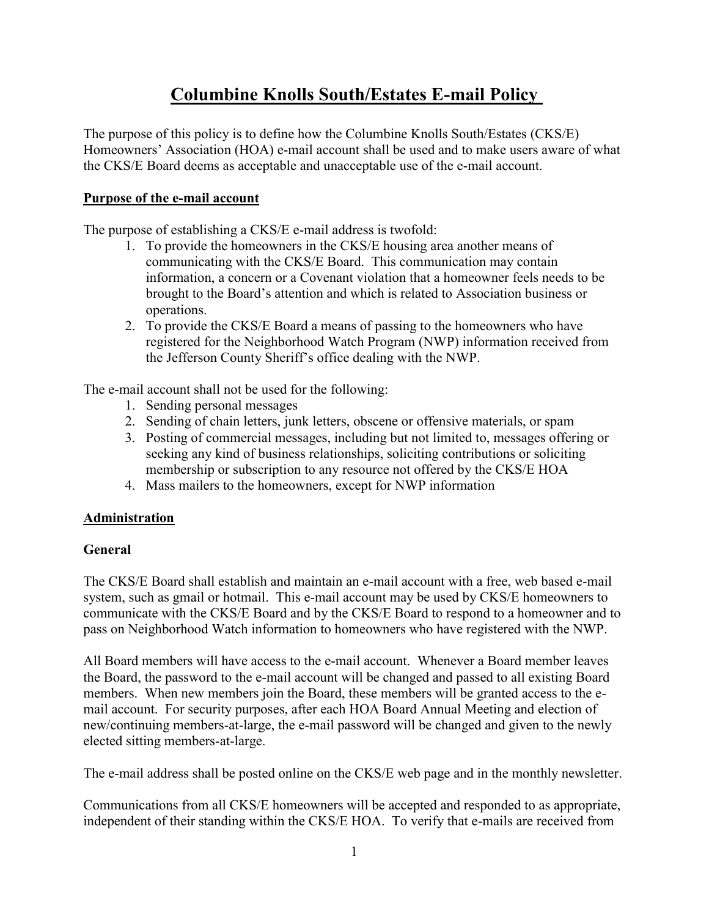# Columbine Knolls South/Estates E-mail Policy

The purpose of this policy is to define how the Columbine Knolls South/Estates (CKS/E) Homeowners' Association (HOA) e-mail account shall be used and to make users aware of what the CKS/E Board deems as acceptable and unacceptable use of the e-mail account.

## Purpose of the e-mail account

The purpose of establishing a CKS/E e-mail address is twofold:

1. To provide the homeowners in the CKS/E housing area another means of communicating with the CKS/E Board. This communication may contain information, a concern or a Covenant violation that a homeowner feels needs to be brought to the Board's attention and which is related to Association business or operations.
2. To provide the CKS/E Board a means of passing to the homeowners who have registered for the Neighborhood Watch Program (NWP) information received from the Jefferson County Sheriff's office dealing with the NWP.

The e-mail account shall not be used for the following:

1. Sending personal messages
2. Sending of chain letters, junk letters, obscene or offensive materials, or spam
3. Posting of commercial messages, including but not limited to, messages offering or seeking any kind of business relationships, soliciting contributions or soliciting membership or subscription to any resource not offered by the CKS/E HOA
4. Mass mailers to the homeowners, except for NWP information

## Administration

### General

The CKS/E Board shall establish and maintain an e-mail account with a free, web based e-mail system, such as gmail or hotmail. This e-mail account may be used by CKS/E homeowners to communicate with the CKS/E Board and by the CKS/E Board to respond to a homeowner and to pass on Neighborhood Watch information to homeowners who have registered with the NWP.

All Board members will have access to the e-mail account. Whenever a Board member leaves the Board, the password to the e-mail account will be changed and passed to all existing Board members. When new members join the Board, these members will be granted access to the e-mail account. For security purposes, after each HOA Board Annual Meeting and election of new/continuing members-at-large, the e-mail password will be changed and given to the newly elected sitting members-at-large.

The e-mail address shall be posted online on the CKS/E web page and in the monthly newsletter.

Communications from all CKS/E homeowners will be accepted and responded to as appropriate, independent of their standing within the CKS/E HOA. To verify that e-mails are received from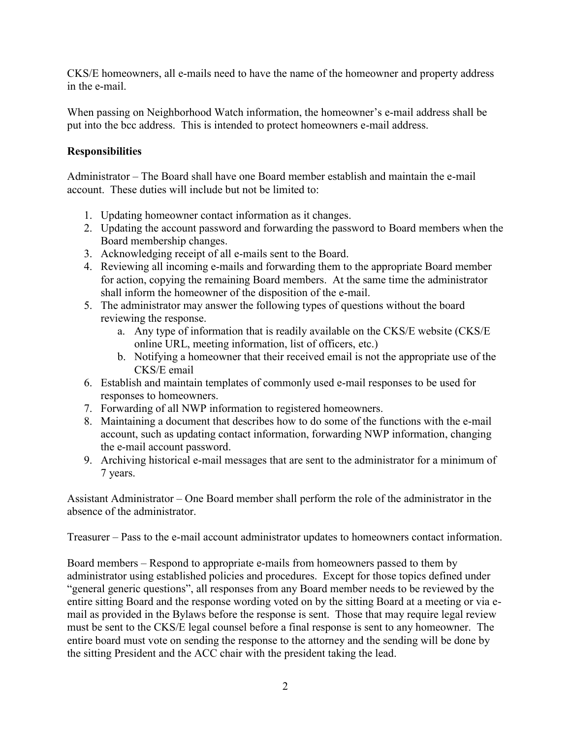CKS/E homeowners, all e-mails need to have the name of the homeowner and property address in the e-mail.

When passing on Neighborhood Watch information, the homeowner's e-mail address shall be put into the bcc address. This is intended to protect homeowners e-mail address.

**Responsibilities**

Administrator – The Board shall have one Board member establish and maintain the e-mail account. These duties will include but not be limited to:

1. Updating homeowner contact information as it changes.
2. Updating the account password and forwarding the password to Board members when the Board membership changes.
3. Acknowledging receipt of all e-mails sent to the Board.
4. Reviewing all incoming e-mails and forwarding them to the appropriate Board member for action, copying the remaining Board members. At the same time the administrator shall inform the homeowner of the disposition of the e-mail.
5. The administrator may answer the following types of questions without the board reviewing the response.
   a. Any type of information that is readily available on the CKS/E website (CKS/E online URL, meeting information, list of officers, etc.)
   b. Notifying a homeowner that their received email is not the appropriate use of the CKS/E email
6. Establish and maintain templates of commonly used e-mail responses to be used for responses to homeowners.
7. Forwarding of all NWP information to registered homeowners.
8. Maintaining a document that describes how to do some of the functions with the e-mail account, such as updating contact information, forwarding NWP information, changing the e-mail account password.
9. Archiving historical e-mail messages that are sent to the administrator for a minimum of 7 years.

Assistant Administrator – One Board member shall perform the role of the administrator in the absence of the administrator.

Treasurer – Pass to the e-mail account administrator updates to homeowners contact information.

Board members – Respond to appropriate e-mails from homeowners passed to them by administrator using established policies and procedures. Except for those topics defined under "general generic questions", all responses from any Board member needs to be reviewed by the entire sitting Board and the response wording voted on by the sitting Board at a meeting or via e-mail as provided in the Bylaws before the response is sent. Those that may require legal review must be sent to the CKS/E legal counsel before a final response is sent to any homeowner. The entire board must vote on sending the response to the attorney and the sending will be done by the sitting President and the ACC chair with the president taking the lead.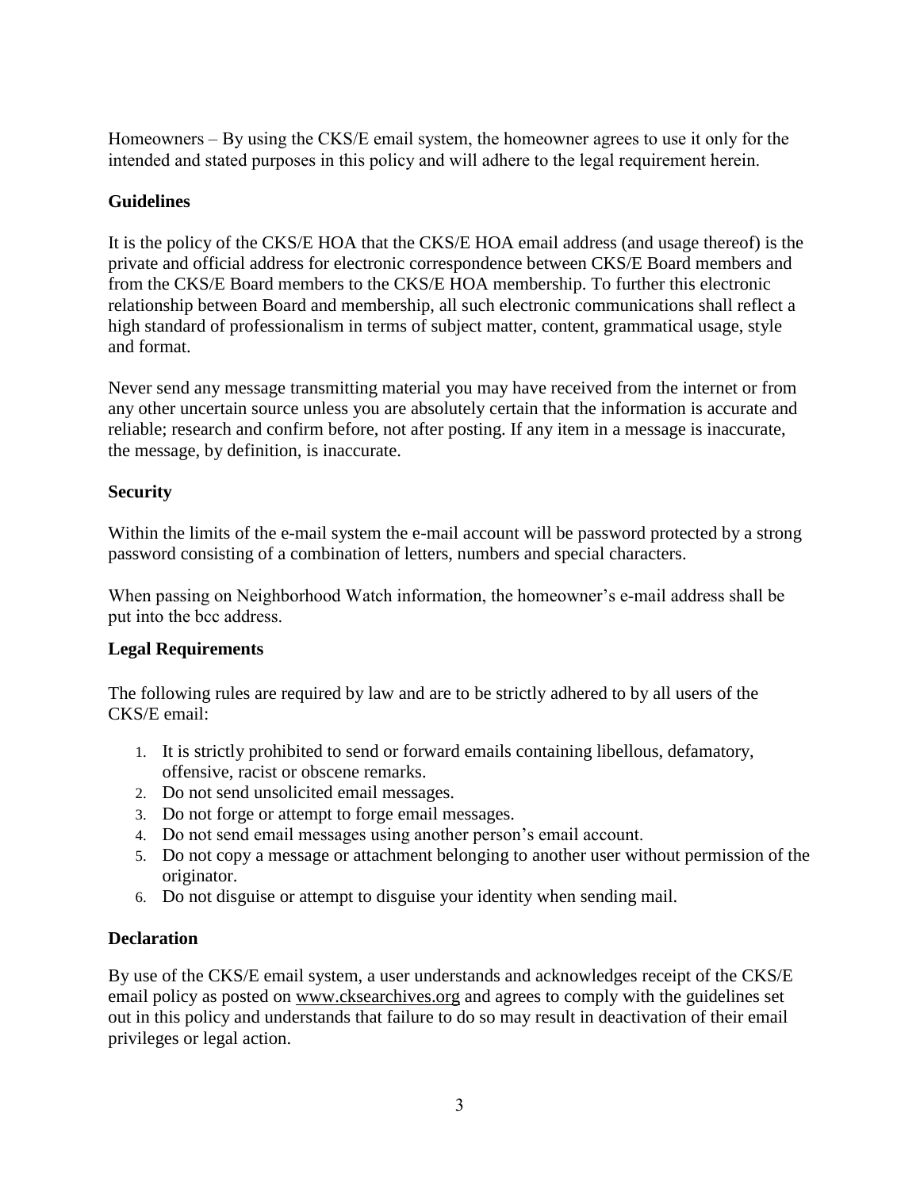Homeowners – By using the CKS/E email system, the homeowner agrees to use it only for the intended and stated purposes in this policy and will adhere to the legal requirement herein.

### Guidelines

It is the policy of the CKS/E HOA that the CKS/E HOA email address (and usage thereof) is the private and official address for electronic correspondence between CKS/E Board members and from the CKS/E Board members to the CKS/E HOA membership. To further this electronic relationship between Board and membership, all such electronic communications shall reflect a high standard of professionalism in terms of subject matter, content, grammatical usage, style and format.

Never send any message transmitting material you may have received from the internet or from any other uncertain source unless you are absolutely certain that the information is accurate and reliable; research and confirm before, not after posting. If any item in a message is inaccurate, the message, by definition, is inaccurate.

### Security

Within the limits of the e-mail system the e-mail account will be password protected by a strong password consisting of a combination of letters, numbers and special characters.

When passing on Neighborhood Watch information, the homeowner's e-mail address shall be put into the bcc address.

### Legal Requirements

The following rules are required by law and are to be strictly adhered to by all users of the CKS/E email:

1. It is strictly prohibited to send or forward emails containing libellous, defamatory, offensive, racist or obscene remarks.
2. Do not send unsolicited email messages.
3. Do not forge or attempt to forge email messages.
4. Do not send email messages using another person's email account.
5. Do not copy a message or attachment belonging to another user without permission of the originator.
6. Do not disguise or attempt to disguise your identity when sending mail.

### Declaration

By use of the CKS/E email system, a user understands and acknowledges receipt of the CKS/E email policy as posted on www.cksearchives.org and agrees to comply with the guidelines set out in this policy and understands that failure to do so may result in deactivation of their email privileges or legal action.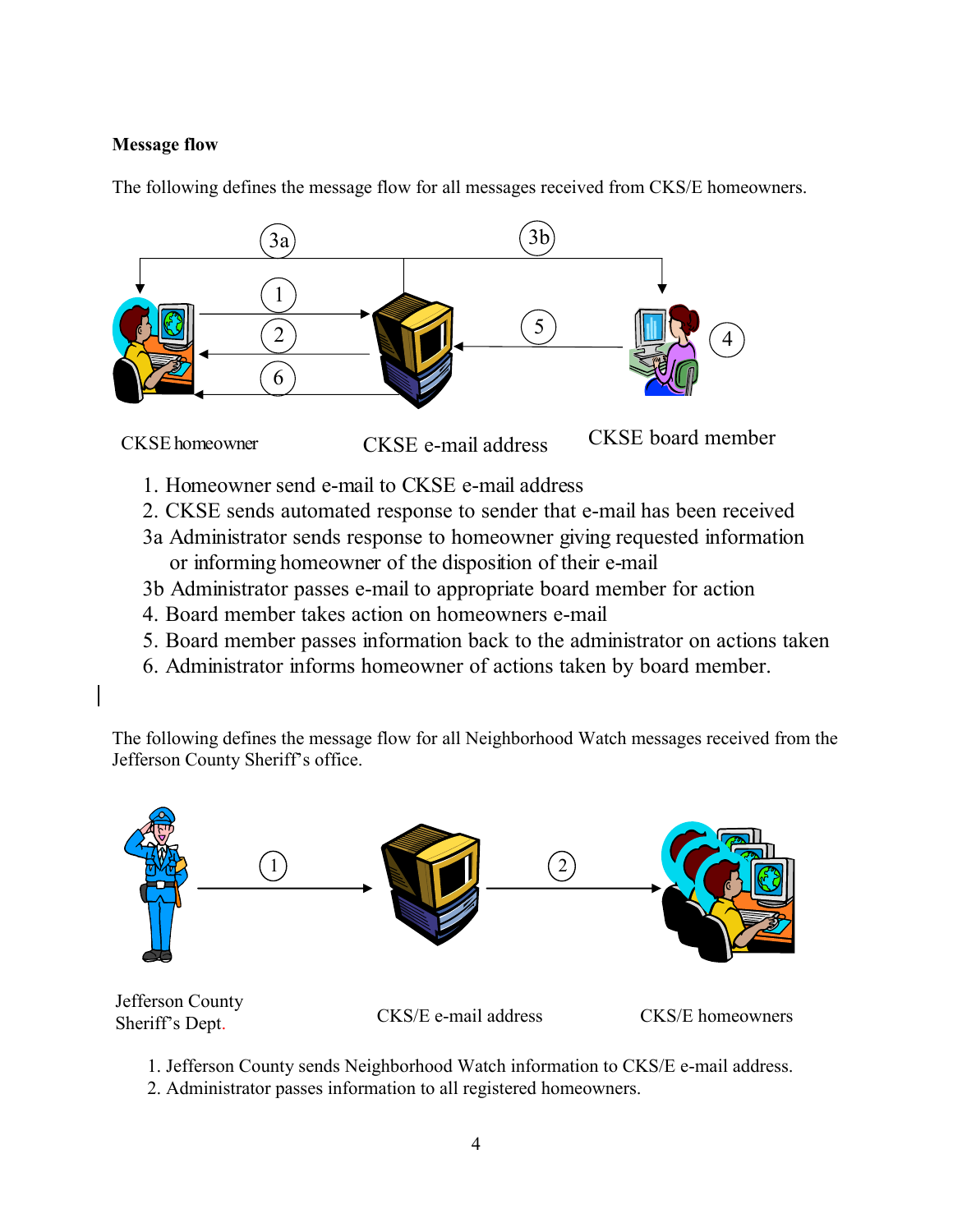**Message flow**

The following defines the message flow for all messages received from CKS/E homeowners.

CKSE homeowner — CKSE e-mail address — CKSE board member

1. Homeowner send e-mail to CKSE e-mail address
2. CKSE sends automated response to sender that e-mail has been received

3a Administrator sends response to homeowner giving requested information or informing homeowner of the disposition of their e-mail

3b Administrator passes e-mail to appropriate board member for action

4. Board member takes action on homeowners e-mail
5. Board member passes information back to the administrator on actions taken
6. Administrator informs homeowner of actions taken by board member.

The following defines the message flow for all Neighborhood Watch messages received from the Jefferson County Sheriff's office.

Jefferson County Sheriff's Dept. — CKS/E e-mail address — CKS/E homeowners

1. Jefferson County sends Neighborhood Watch information to CKS/E e-mail address.
2. Administrator passes information to all registered homeowners.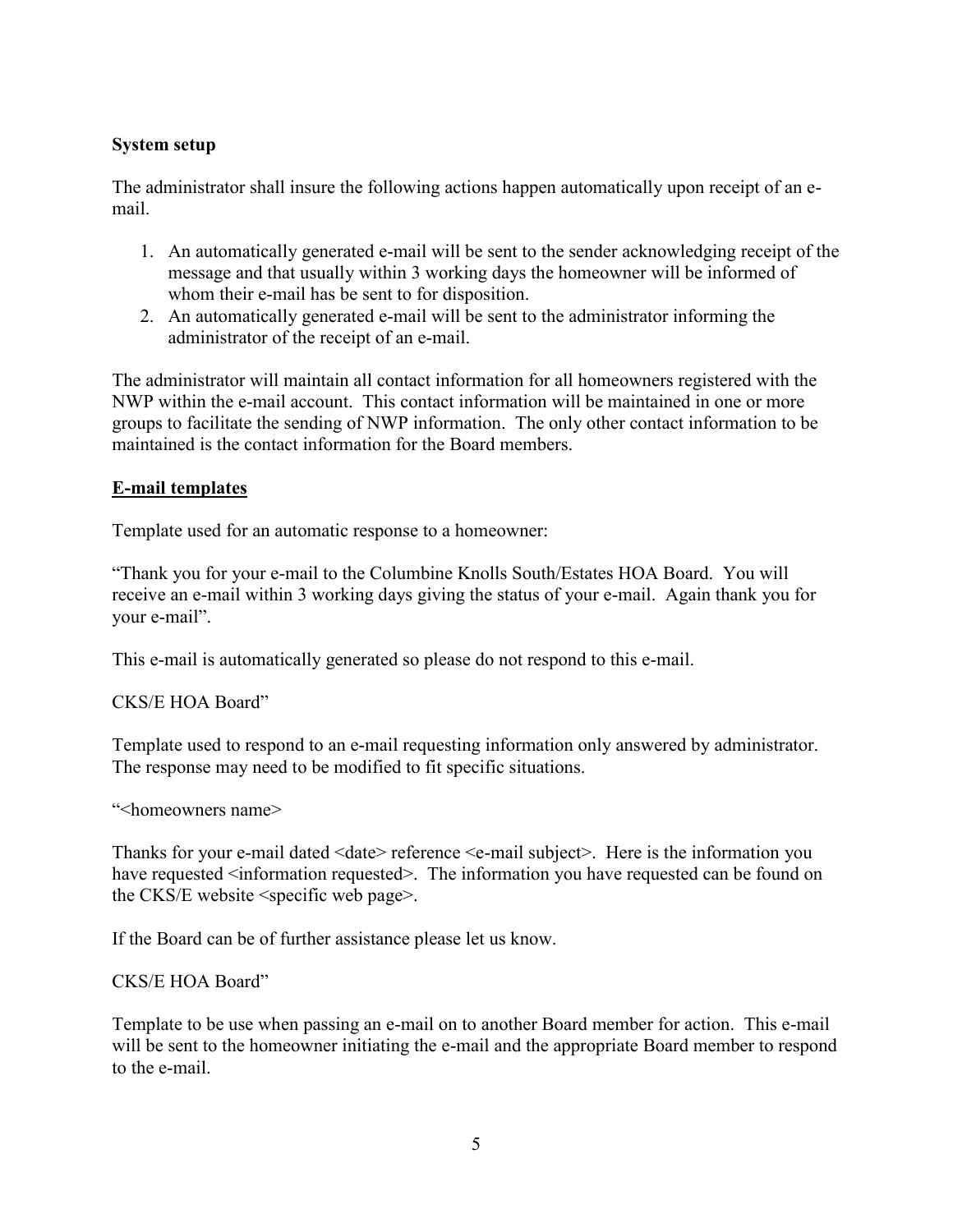**System setup**

The administrator shall insure the following actions happen automatically upon receipt of an e-mail.

1. An automatically generated e-mail will be sent to the sender acknowledging receipt of the message and that usually within 3 working days the homeowner will be informed of whom their e-mail has be sent to for disposition.
2. An automatically generated e-mail will be sent to the administrator informing the administrator of the receipt of an e-mail.

The administrator will maintain all contact information for all homeowners registered with the NWP within the e-mail account. This contact information will be maintained in one or more groups to facilitate the sending of NWP information. The only other contact information to be maintained is the contact information for the Board members.

**E-mail templates**

Template used for an automatic response to a homeowner:

“Thank you for your e-mail to the Columbine Knolls South/Estates HOA Board. You will receive an e-mail within 3 working days giving the status of your e-mail. Again thank you for your e-mail”.

This e-mail is automatically generated so please do not respond to this e-mail.

CKS/E HOA Board”

Template used to respond to an e-mail requesting information only answered by administrator. The response may need to be modified to fit specific situations.

“<homeowners name>

Thanks for your e-mail dated <date> reference <e-mail subject>. Here is the information you have requested <information requested>. The information you have requested can be found on the CKS/E website <specific web page>.

If the Board can be of further assistance please let us know.

CKS/E HOA Board”

Template to be use when passing an e-mail on to another Board member for action. This e-mail will be sent to the homeowner initiating the e-mail and the appropriate Board member to respond to the e-mail.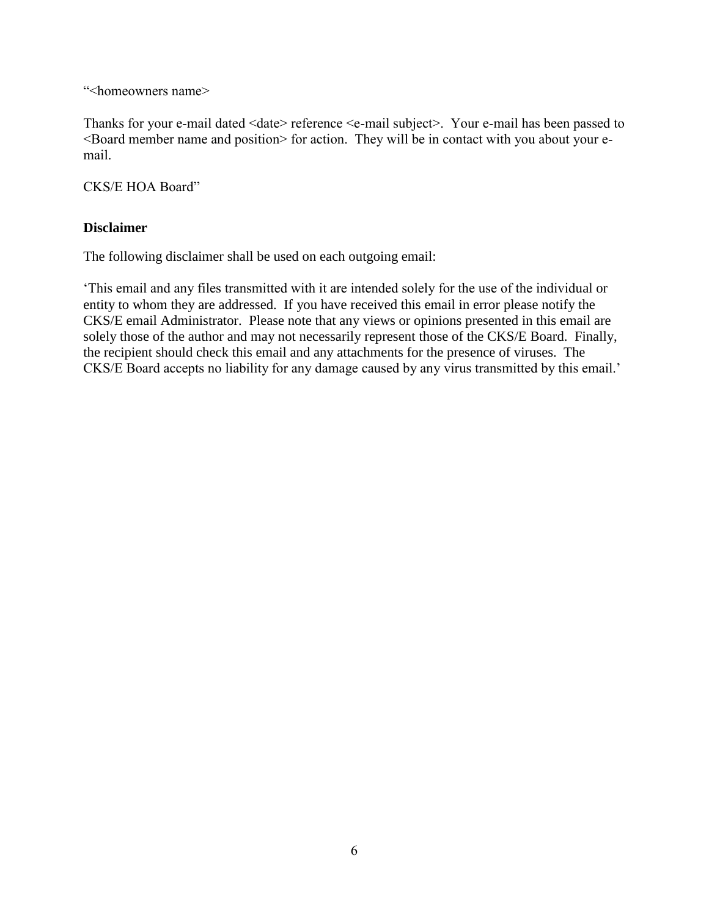"<homeowners name>

Thanks for your e-mail dated <date> reference <e-mail subject>. Your e-mail has been passed to <Board member name and position> for action. They will be in contact with you about your e-mail.

CKS/E HOA Board"

**Disclaimer**

The following disclaimer shall be used on each outgoing email:

'This email and any files transmitted with it are intended solely for the use of the individual or entity to whom they are addressed. If you have received this email in error please notify the CKS/E email Administrator. Please note that any views or opinions presented in this email are solely those of the author and may not necessarily represent those of the CKS/E Board. Finally, the recipient should check this email and any attachments for the presence of viruses. The CKS/E Board accepts no liability for any damage caused by any virus transmitted by this email.'